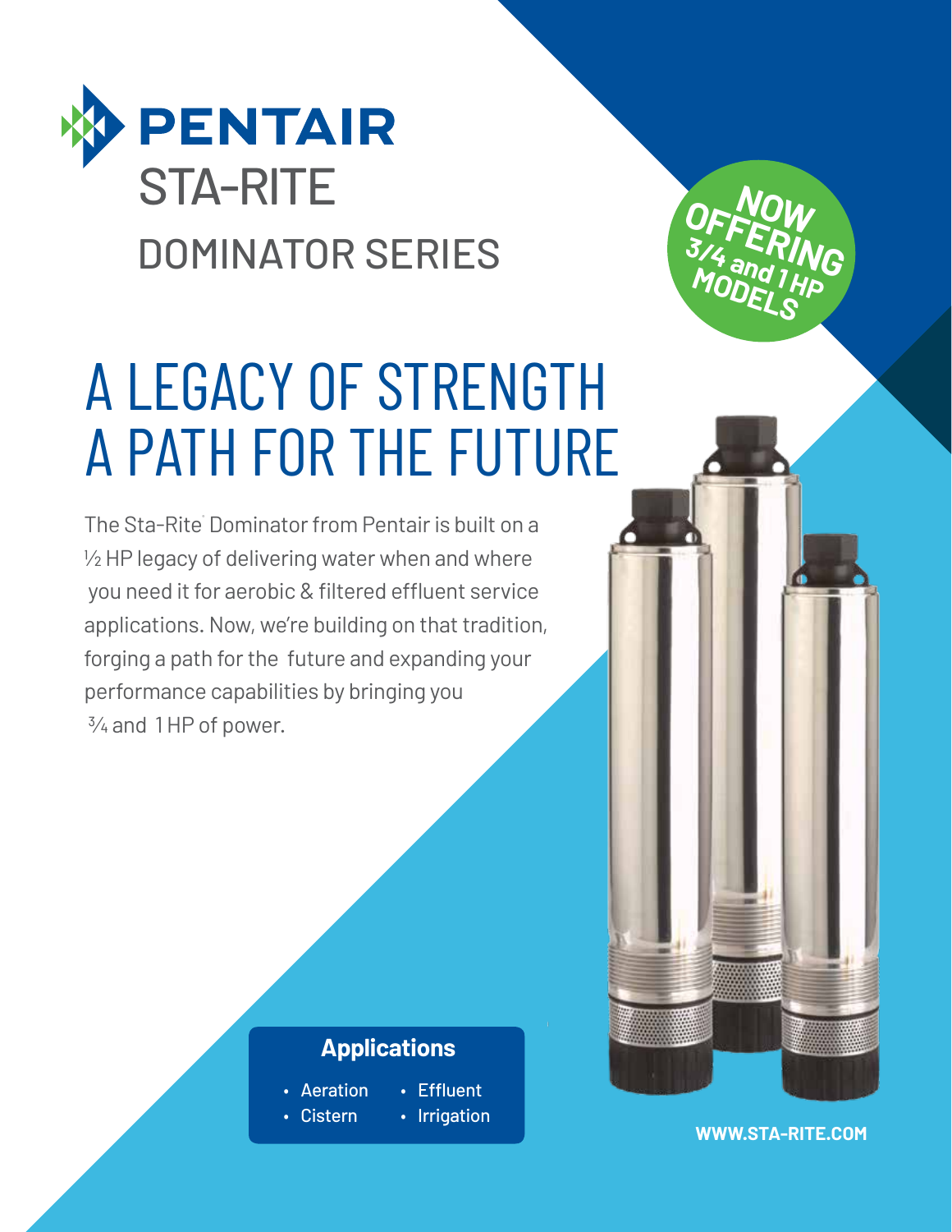# PENTAIR

## STA-RITE

## DOMINATOR SERIES

**NOW OFFERING 3/4 and 1 HP MODELS**

# A LEGACY OF STRENGTH A PATH FOR THE FUTURE

The Sta-Rite® Dominator from Pentair is built on a ½ HP legacy of delivering water when and where you need it for aerobic & filtered effluent service applications. Now, we're building on that tradition, forging a path for the future and expanding your performance capabilities by bringing you ¾ and 1 HP of power.

### Applications

- Aeration
- Cistern
- Effluent
- Irrigation

**WWW.STA-RITE.COM**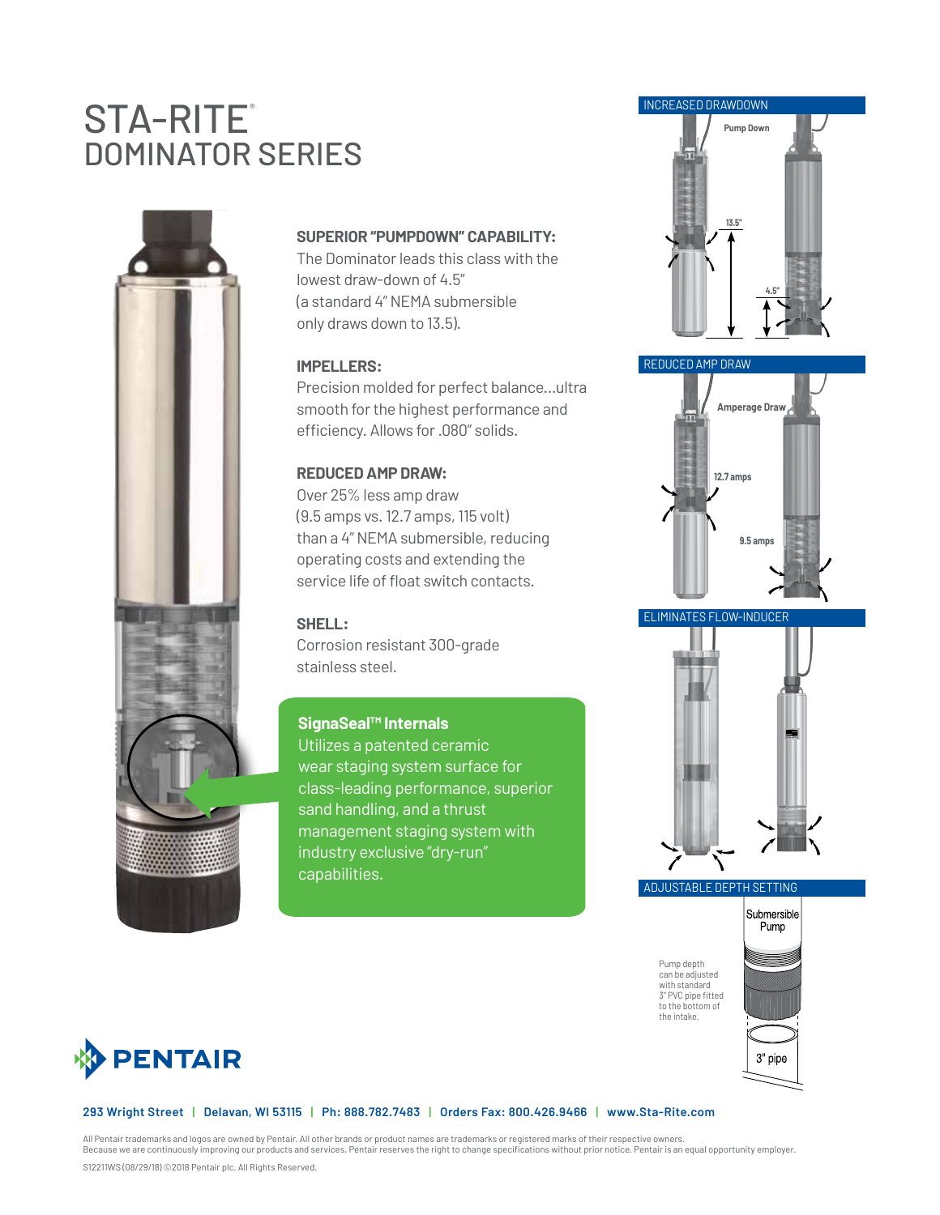# STA-RITE®
## DOMINATOR SERIES

**SUPERIOR "PUMPDOWN" CAPABILITY:**
The Dominator leads this class with the lowest draw-down of 4.5" (a standard 4" NEMA submersible only draws down to 13.5).

**IMPELLERS:**
Precision molded for perfect balance...ultra smooth for the highest performance and efficiency. Allows for .080" solids.

**REDUCED AMP DRAW:**
Over 25% less amp draw (9.5 amps vs. 12.7 amps, 115 volt) than a 4" NEMA submersible, reducing operating costs and extending the service life of float switch contacts.

**SHELL:**
Corrosion resistant 300-grade stainless steel.

**SignaSeal™ Internals**
Utilizes a patented ceramic wear staging system surface for class-leading performance, superior sand handling, and a thrust management staging system with industry exclusive "dry-run" capabilities.

INCREASED DRAWDOWN

Pump Down

13.5"

4.5"

REDUCED AMP DRAW

Amperage Draw

12.7 amps

9.5 amps

ELIMINATES FLOW-INDUCER

ADJUSTABLE DEPTH SETTING

Submersible Pump

Pump depth can be adjusted with standard 3" PVC pipe fitted to the bottom of the intake.

3" pipe

PENTAIR

293 Wright Street | Delavan, WI 53115 | Ph: 888.782.7483 | Orders Fax: 800.426.9466 | www.Sta-Rite.com

All Pentair trademarks and logos are owned by Pentair. All other brands or product names are trademarks or registered marks of their respective owners. Because we are continuously improving our products and services, Pentair reserves the right to change specifications without prior notice. Pentair is an equal opportunity employer.

S12211WS (08/29/18) ©2018 Pentair plc. All Rights Reserved.